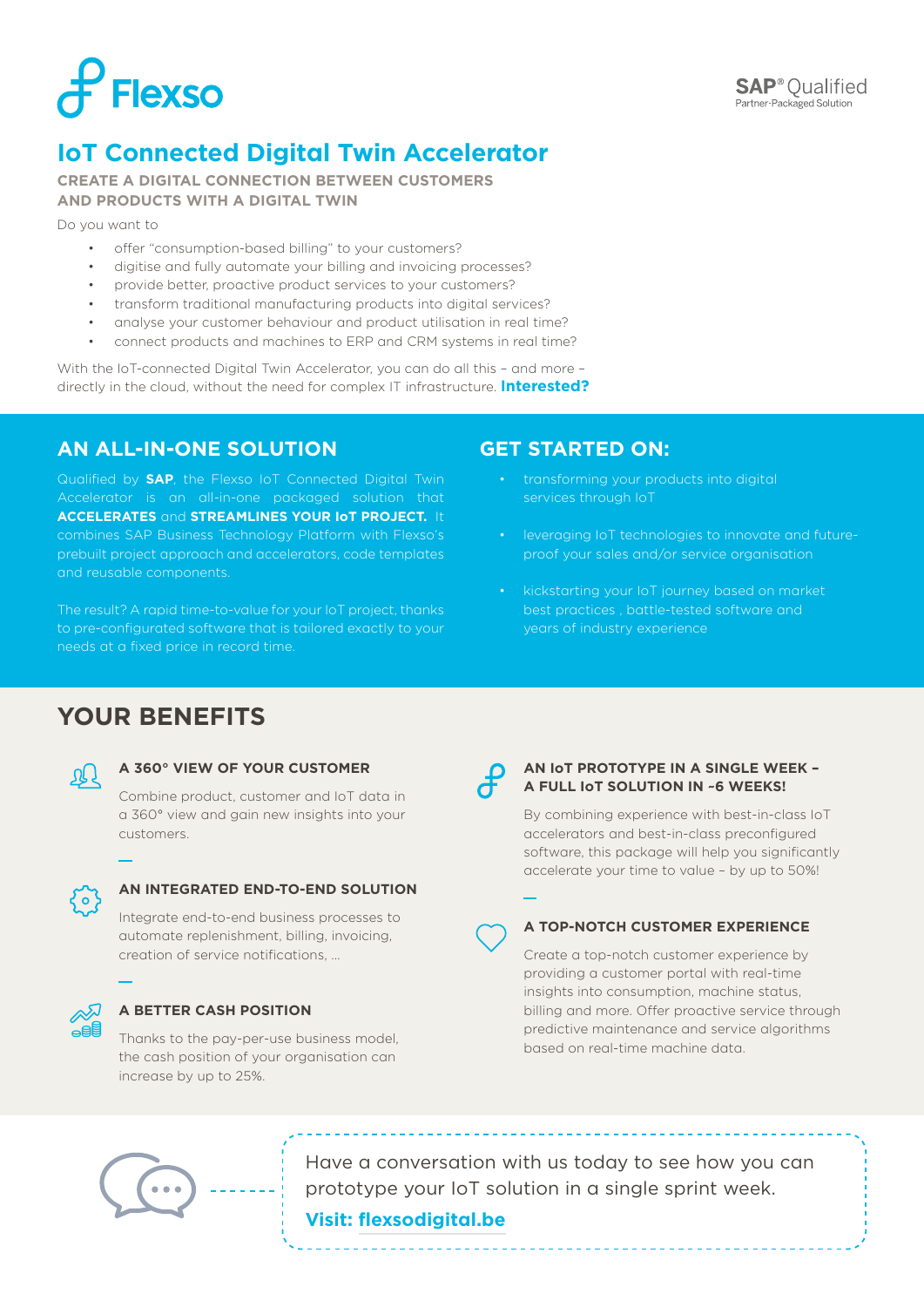Flexso

**SAP® Qualified**
Partner-Packaged Solution

# IoT Connected Digital Twin Accelerator

**CREATE A DIGITAL CONNECTION BETWEEN CUSTOMERS AND PRODUCTS WITH A DIGITAL TWIN**

Do you want to

- offer "consumption-based billing" to your customers?
- digitise and fully automate your billing and invoicing processes?
- provide better, proactive product services to your customers?
- transform traditional manufacturing products into digital services?
- analyse your customer behaviour and product utilisation in real time?
- connect products and machines to ERP and CRM systems in real time?

With the IoT-connected Digital Twin Accelerator, you can do all this – and more – directly in the cloud, without the need for complex IT infrastructure. **Interested?**

## AN ALL-IN-ONE SOLUTION

Qualified by **SAP**, the Flexso IoT Connected Digital Twin Accelerator is an all-in-one packaged solution that **ACCELERATES** and **STREAMLINES YOUR IoT PROJECT.** It combines SAP Business Technology Platform with Flexso's prebuilt project approach and accelerators, code templates and reusable components.

The result? A rapid time-to-value for your IoT project, thanks to pre-configurated software that is tailored exactly to your needs at a fixed price in record time.

## GET STARTED ON:

- transforming your products into digital services through IoT
- leveraging IoT technologies to innovate and future-proof your sales and/or service organisation
- kickstarting your IoT journey based on market best practices , battle-tested software and years of industry experience

## YOUR BENEFITS

### A 360° VIEW OF YOUR CUSTOMER

Combine product, customer and IoT data in a 360° view and gain new insights into your customers.

### AN INTEGRATED END-TO-END SOLUTION

Integrate end-to-end business processes to automate replenishment, billing, invoicing, creation of service notifications, ...

### A BETTER CASH POSITION

Thanks to the pay-per-use business model, the cash position of your organisation can increase by up to 25%.

### AN IoT PROTOTYPE IN A SINGLE WEEK – A FULL IoT SOLUTION IN ~6 WEEKS!

By combining experience with best-in-class IoT accelerators and best-in-class preconfigured software, this package will help you significantly accelerate your time to value – by up to 50%!

### A TOP-NOTCH CUSTOMER EXPERIENCE

Create a top-notch customer experience by providing a customer portal with real-time insights into consumption, machine status, billing and more. Offer proactive service through predictive maintenance and service algorithms based on real-time machine data.

Have a conversation with us today to see how you can prototype your IoT solution in a single sprint week.

**Visit: flexsodigital.be**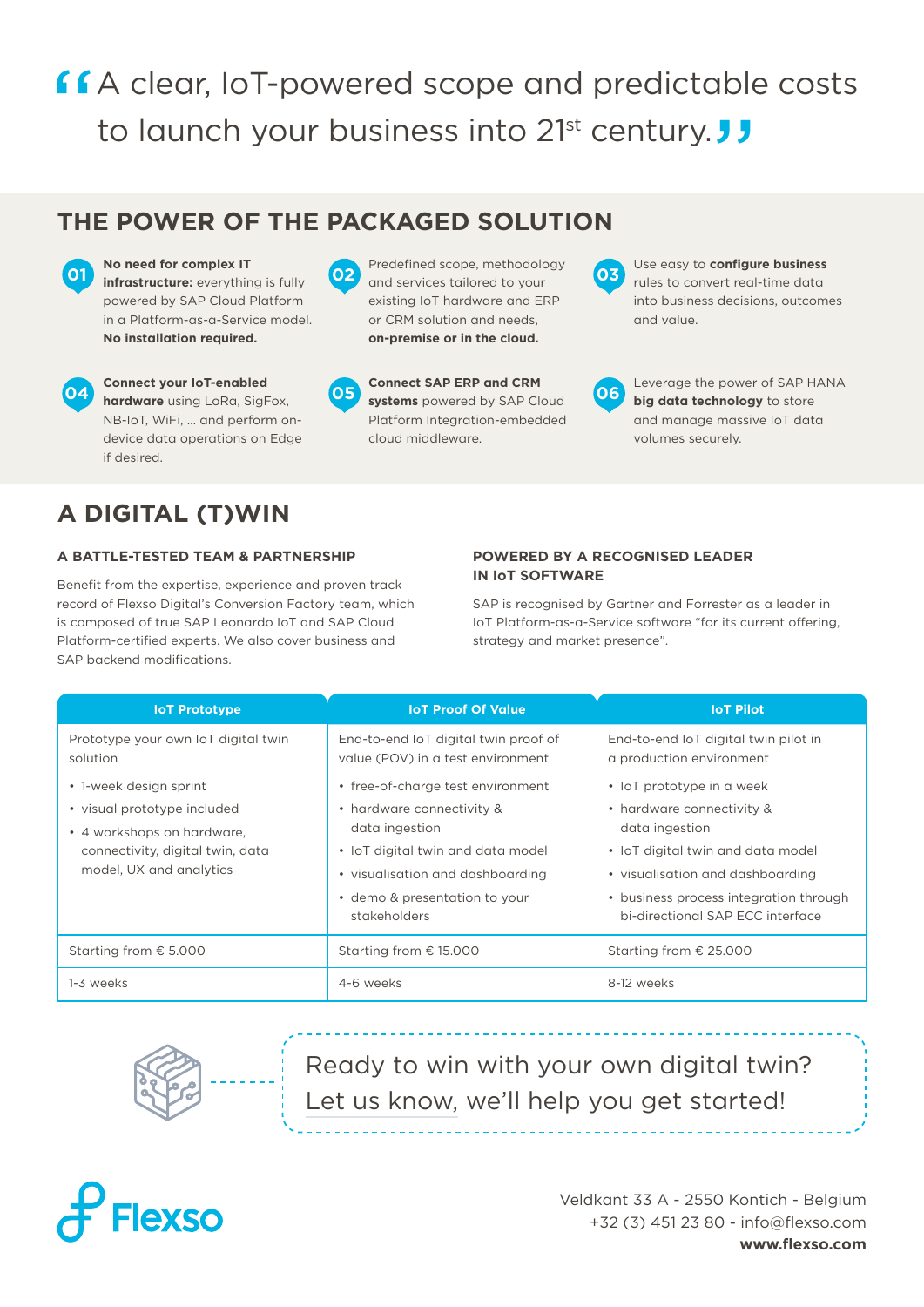> A clear, IoT-powered scope and predictable costs to launch your business into 21st century.

## THE POWER OF THE PACKAGED SOLUTION

**01** **No need for complex IT infrastructure:** everything is fully powered by SAP Cloud Platform in a Platform-as-a-Service model. **No installation required.**

**02** Predefined scope, methodology and services tailored to your existing IoT hardware and ERP or CRM solution and needs, **on-premise or in the cloud.**

**03** Use easy to **configure business** rules to convert real-time data into business decisions, outcomes and value.

**04** **Connect your IoT-enabled hardware** using LoRa, SigFox, NB-IoT, WiFi, ... and perform on-device data operations on Edge if desired.

**05** **Connect SAP ERP and CRM systems** powered by SAP Cloud Platform Integration-embedded cloud middleware.

**06** Leverage the power of SAP HANA **big data technology** to store and manage massive IoT data volumes securely.

## A DIGITAL (T)WIN

### A BATTLE-TESTED TEAM & PARTNERSHIP

Benefit from the expertise, experience and proven track record of Flexso Digital's Conversion Factory team, which is composed of true SAP Leonardo IoT and SAP Cloud Platform-certified experts. We also cover business and SAP backend modifications.

### POWERED BY A RECOGNISED LEADER IN IoT SOFTWARE

SAP is recognised by Gartner and Forrester as a leader in IoT Platform-as-a-Service software "for its current offering, strategy and market presence".

| IoT Prototype | IoT Proof Of Value | IoT Pilot |
|---|---|---|
| Prototype your own IoT digital twin solution<br>• 1-week design sprint<br>• visual prototype included<br>• 4 workshops on hardware, connectivity, digital twin, data model, UX and analytics | End-to-end IoT digital twin proof of value (POV) in a test environment<br>• free-of-charge test environment<br>• hardware connectivity & data ingestion<br>• IoT digital twin and data model<br>• visualisation and dashboarding<br>• demo & presentation to your stakeholders | End-to-end IoT digital twin pilot in a production environment<br>• IoT prototype in a week<br>• hardware connectivity & data ingestion<br>• IoT digital twin and data model<br>• visualisation and dashboarding<br>• business process integration through bi-directional SAP ECC interface |
| Starting from € 5.000 | Starting from € 15.000 | Starting from € 25.000 |
| 1-3 weeks | 4-6 weeks | 8-12 weeks |

Ready to win with your own digital twin?
Let us know, we'll help you get started!

Flexso

Veldkant 33 A - 2550 Kontich - Belgium
+32 (3) 451 23 80 - info@flexso.com
**www.flexso.com**